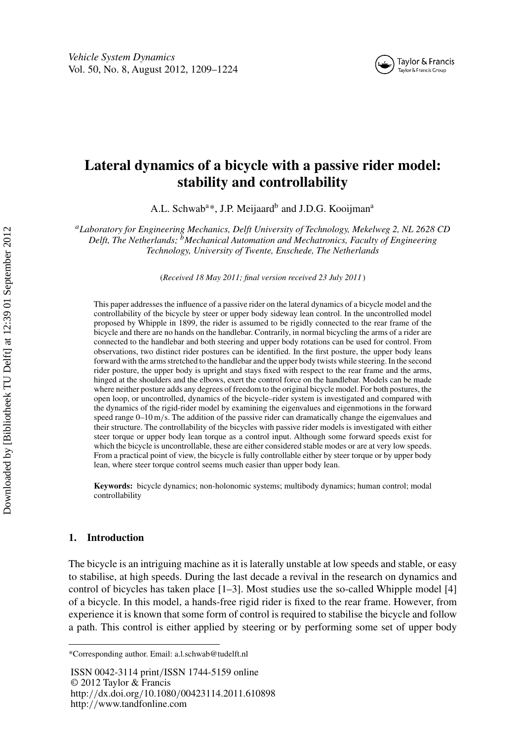# Lateral dynamics of a bicycle with a passive rider model: stability and controllability

A.L. Schwab[a]*, J.P. Meijaard[b] and J.D.G. Kooijman[a]

[a]*Laboratory for Engineering Mechanics, Delft University of Technology, Mekelweg 2, NL 2628 CD Delft, The Netherlands;* [b]*Mechanical Automation and Mechatronics, Faculty of Engineering Technology, University of Twente, Enschede, The Netherlands*

(*Received 18 May 2011; final version received 23 July 2011*)

This paper addresses the influence of a passive rider on the lateral dynamics of a bicycle model and the controllability of the bicycle by steer or upper body sideway lean control. In the uncontrolled model proposed by Whipple in 1899, the rider is assumed to be rigidly connected to the rear frame of the bicycle and there are no hands on the handlebar. Contrarily, in normal bicycling the arms of a rider are connected to the handlebar and both steering and upper body rotations can be used for control. From observations, two distinct rider postures can be identified. In the first posture, the upper body leans forward with the arms stretched to the handlebar and the upper body twists while steering. In the second rider posture, the upper body is upright and stays fixed with respect to the rear frame and the arms, hinged at the shoulders and the elbows, exert the control force on the handlebar. Models can be made where neither posture adds any degrees of freedom to the original bicycle model. For both postures, the open loop, or uncontrolled, dynamics of the bicycle–rider system is investigated and compared with the dynamics of the rigid-rider model by examining the eigenvalues and eigenmotions in the forward speed range 0–10 m/s. The addition of the passive rider can dramatically change the eigenvalues and their structure. The controllability of the bicycles with passive rider models is investigated with either steer torque or upper body lean torque as a control input. Although some forward speeds exist for which the bicycle is uncontrollable, these are either considered stable modes or are at very low speeds. From a practical point of view, the bicycle is fully controllable either by steer torque or by upper body lean, where steer torque control seems much easier than upper body lean.

**Keywords:** bicycle dynamics; non-holonomic systems; multibody dynamics; human control; modal controllability

## 1. Introduction

The bicycle is an intriguing machine as it is laterally unstable at low speeds and stable, or easy to stabilise, at high speeds. During the last decade a revival in the research on dynamics and control of bicycles has taken place [1–3]. Most studies use the so-called Whipple model [4] of a bicycle. In this model, a hands-free rigid rider is fixed to the rear frame. However, from experience it is known that some form of control is required to stabilise the bicycle and follow a path. This control is either applied by steering or by performing some set of upper body

*Corresponding author. Email: a.l.schwab@tudelft.nl

ISSN 0042-3114 print/ISSN 1744-5159 online
© 2012 Taylor & Francis
http://dx.doi.org/10.1080/00423114.2011.610898
http://www.tandfonline.com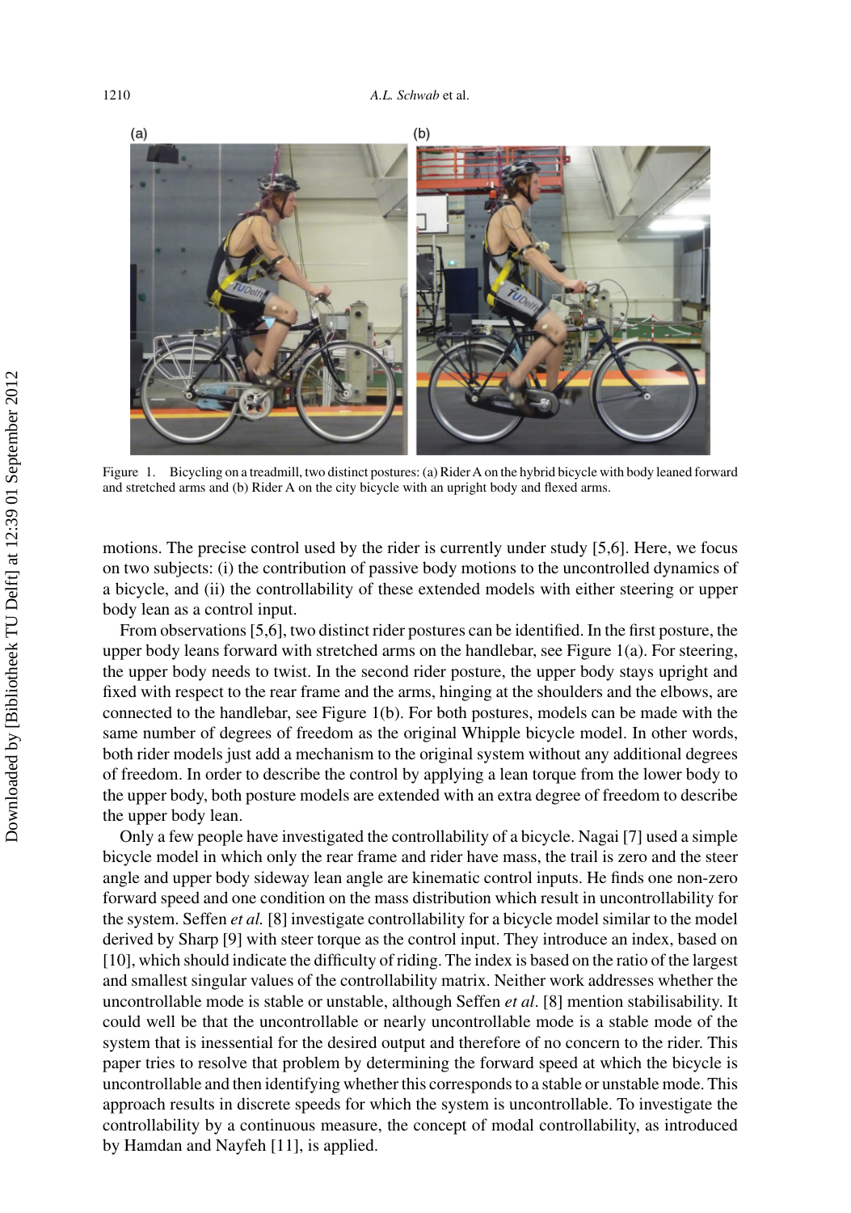Figure 1. Bicycling on a treadmill, two distinct postures: (a) Rider A on the hybrid bicycle with body leaned forward and stretched arms and (b) Rider A on the city bicycle with an upright body and flexed arms.

motions. The precise control used by the rider is currently under study [5,6]. Here, we focus on two subjects: (i) the contribution of passive body motions to the uncontrolled dynamics of a bicycle, and (ii) the controllability of these extended models with either steering or upper body lean as a control input.

From observations [5,6], two distinct rider postures can be identified. In the first posture, the upper body leans forward with stretched arms on the handlebar, see Figure 1(a). For steering, the upper body needs to twist. In the second rider posture, the upper body stays upright and fixed with respect to the rear frame and the arms, hinging at the shoulders and the elbows, are connected to the handlebar, see Figure 1(b). For both postures, models can be made with the same number of degrees of freedom as the original Whipple bicycle model. In other words, both rider models just add a mechanism to the original system without any additional degrees of freedom. In order to describe the control by applying a lean torque from the lower body to the upper body, both posture models are extended with an extra degree of freedom to describe the upper body lean.

Only a few people have investigated the controllability of a bicycle. Nagai [7] used a simple bicycle model in which only the rear frame and rider have mass, the trail is zero and the steer angle and upper body sideway lean angle are kinematic control inputs. He finds one non-zero forward speed and one condition on the mass distribution which result in uncontrollability for the system. Seffen *et al.* [8] investigate controllability for a bicycle model similar to the model derived by Sharp [9] with steer torque as the control input. They introduce an index, based on [10], which should indicate the difficulty of riding. The index is based on the ratio of the largest and smallest singular values of the controllability matrix. Neither work addresses whether the uncontrollable mode is stable or unstable, although Seffen *et al*. [8] mention stabilisability. It could well be that the uncontrollable or nearly uncontrollable mode is a stable mode of the system that is inessential for the desired output and therefore of no concern to the rider. This paper tries to resolve that problem by determining the forward speed at which the bicycle is uncontrollable and then identifying whether this corresponds to a stable or unstable mode. This approach results in discrete speeds for which the system is uncontrollable. To investigate the controllability by a continuous measure, the concept of modal controllability, as introduced by Hamdan and Nayfeh [11], is applied.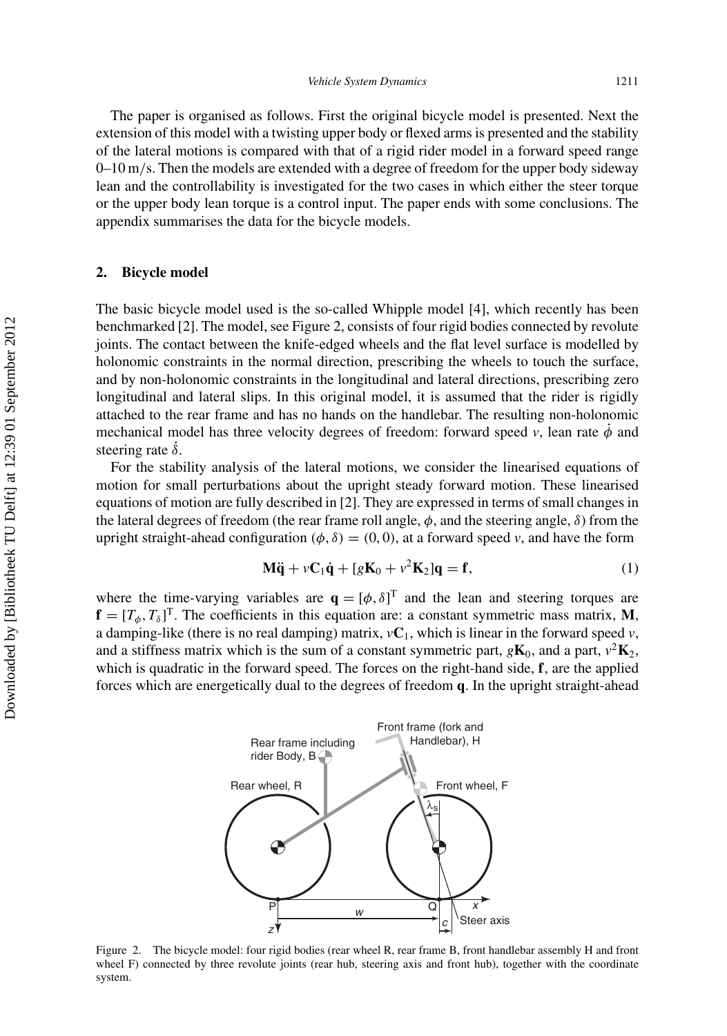The paper is organised as follows. First the original bicycle model is presented. Next the extension of this model with a twisting upper body or flexed arms is presented and the stability of the lateral motions is compared with that of a rigid rider model in a forward speed range 0–10 m/s. Then the models are extended with a degree of freedom for the upper body sideway lean and the controllability is investigated for the two cases in which either the steer torque or the upper body lean torque is a control input. The paper ends with some conclusions. The appendix summarises the data for the bicycle models.

## 2. Bicycle model

The basic bicycle model used is the so-called Whipple model [4], which recently has been benchmarked [2]. The model, see Figure 2, consists of four rigid bodies connected by revolute joints. The contact between the knife-edged wheels and the flat level surface is modelled by holonomic constraints in the normal direction, prescribing the wheels to touch the surface, and by non-holonomic constraints in the longitudinal and lateral directions, prescribing zero longitudinal and lateral slips. In this original model, it is assumed that the rider is rigidly attached to the rear frame and has no hands on the handlebar. The resulting non-holonomic mechanical model has three velocity degrees of freedom: forward speed $v$, lean rate $\dot{\phi}$ and steering rate $\dot{\delta}$.

For the stability analysis of the lateral motions, we consider the linearised equations of motion for small perturbations about the upright steady forward motion. These linearised equations of motion are fully described in [2]. They are expressed in terms of small changes in the lateral degrees of freedom (the rear frame roll angle, $\phi$, and the steering angle, $\delta$) from the upright straight-ahead configuration $(\phi, \delta) = (0, 0)$, at a forward speed $v$, and have the form

$$\mathbf{M}\ddot{\mathbf{q}} + v\mathbf{C}_1\dot{\mathbf{q}} + [g\mathbf{K}_0 + v^2\mathbf{K}_2]\mathbf{q} = \mathbf{f}, \tag{1}$$

where the time-varying variables are $\mathbf{q} = [\phi, \delta]^{\mathrm{T}}$ and the lean and steering torques are $\mathbf{f} = [T_\phi, T_\delta]^{\mathrm{T}}$. The coefficients in this equation are: a constant symmetric mass matrix, $\mathbf{M}$, a damping-like (there is no real damping) matrix, $v\mathbf{C}_1$, which is linear in the forward speed $v$, and a stiffness matrix which is the sum of a constant symmetric part, $g\mathbf{K}_0$, and a part, $v^2\mathbf{K}_2$, which is quadratic in the forward speed. The forces on the right-hand side, $\mathbf{f}$, are the applied forces which are energetically dual to the degrees of freedom $\mathbf{q}$. In the upright straight-ahead

Figure 2. The bicycle model: four rigid bodies (rear wheel R, rear frame B, front handlebar assembly H and front wheel F) connected by three revolute joints (rear hub, steering axis and front hub), together with the coordinate system.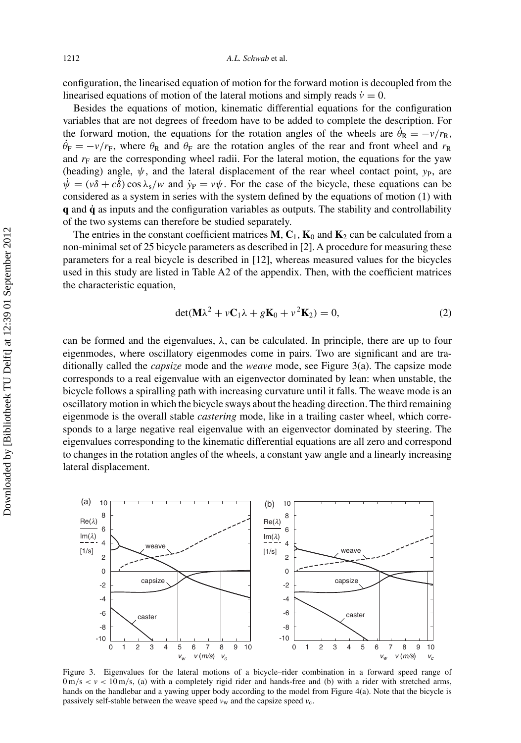configuration, the linearised equation of motion for the forward motion is decoupled from the linearised equations of motion of the lateral motions and simply reads $\dot{v} = 0$.

Besides the equations of motion, kinematic differential equations for the configuration variables that are not degrees of freedom have to be added to complete the description. For the forward motion, the equations for the rotation angles of the wheels are $\dot{\theta}_R = -v/r_R$, $\dot{\theta}_F = -v/r_F$, where $\theta_R$ and $\theta_F$ are the rotation angles of the rear and front wheel and $r_R$ and $r_F$ are the corresponding wheel radii. For the lateral motion, the equations for the yaw (heading) angle, $\psi$, and the lateral displacement of the rear wheel contact point, $y_P$, are $\dot{\psi} = (v\delta + c\dot{\delta})\cos\lambda_s/w$ and $\dot{y}_P = v\psi$. For the case of the bicycle, these equations can be considered as a system in series with the system defined by the equations of motion (1) with $\mathbf{q}$ and $\dot{\mathbf{q}}$ as inputs and the configuration variables as outputs. The stability and controllability of the two systems can therefore be studied separately.

The entries in the constant coefficient matrices $\mathbf{M}$, $\mathbf{C}_1$, $\mathbf{K}_0$ and $\mathbf{K}_2$ can be calculated from a non-minimal set of 25 bicycle parameters as described in [2]. A procedure for measuring these parameters for a real bicycle is described in [12], whereas measured values for the bicycles used in this study are listed in Table A2 of the appendix. Then, with the coefficient matrices the characteristic equation,

$$\det(\mathbf{M}\lambda^2 + v\mathbf{C}_1\lambda + g\mathbf{K}_0 + v^2\mathbf{K}_2) = 0, \tag{2}$$

can be formed and the eigenvalues, $\lambda$, can be calculated. In principle, there are up to four eigenmodes, where oscillatory eigenmodes come in pairs. Two are significant and are traditionally called the *capsize* mode and the *weave* mode, see Figure 3(a). The capsize mode corresponds to a real eigenvalue with an eigenvector dominated by lean: when unstable, the bicycle follows a spiralling path with increasing curvature until it falls. The weave mode is an oscillatory motion in which the bicycle sways about the heading direction. The third remaining eigenmode is the overall stable *castering* mode, like in a trailing caster wheel, which corresponds to a large negative real eigenvalue with an eigenvector dominated by steering. The eigenvalues corresponding to the kinematic differential equations are all zero and correspond to changes in the rotation angles of the wheels, a constant yaw angle and a linearly increasing lateral displacement.

Figure 3. Eigenvalues for the lateral motions of a bicycle–rider combination in a forward speed range of $0\,\mathrm{m/s} < v < 10\,\mathrm{m/s}$, (a) with a completely rigid rider and hands-free and (b) with a rider with stretched arms, hands on the handlebar and a yawing upper body according to the model from Figure 4(a). Note that the bicycle is passively self-stable between the weave speed $v_w$ and the capsize speed $v_c$.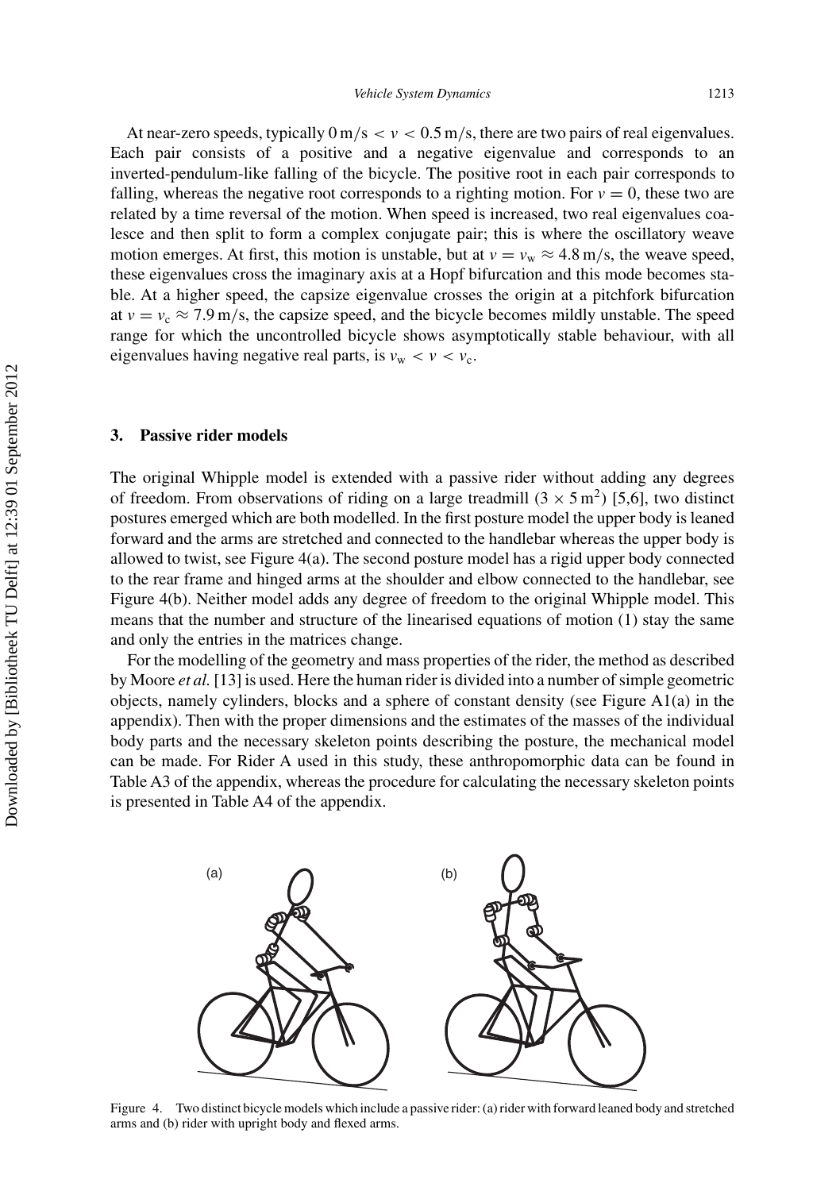At near-zero speeds, typically $0\,\mathrm{m/s} < v < 0.5\,\mathrm{m/s}$, there are two pairs of real eigenvalues. Each pair consists of a positive and a negative eigenvalue and corresponds to an inverted-pendulum-like falling of the bicycle. The positive root in each pair corresponds to falling, whereas the negative root corresponds to a righting motion. For $v = 0$, these two are related by a time reversal of the motion. When speed is increased, two real eigenvalues coalesce and then split to form a complex conjugate pair; this is where the oscillatory weave motion emerges. At first, this motion is unstable, but at $v = v_{\mathrm{w}} \approx 4.8\,\mathrm{m/s}$, the weave speed, these eigenvalues cross the imaginary axis at a Hopf bifurcation and this mode becomes stable. At a higher speed, the capsize eigenvalue crosses the origin at a pitchfork bifurcation at $v = v_{\mathrm{c}} \approx 7.9\,\mathrm{m/s}$, the capsize speed, and the bicycle becomes mildly unstable. The speed range for which the uncontrolled bicycle shows asymptotically stable behaviour, with all eigenvalues having negative real parts, is $v_{\mathrm{w}} < v < v_{\mathrm{c}}$.

## 3. Passive rider models

The original Whipple model is extended with a passive rider without adding any degrees of freedom. From observations of riding on a large treadmill ($3 \times 5\,\mathrm{m}^2$) [5,6], two distinct postures emerged which are both modelled. In the first posture model the upper body is leaned forward and the arms are stretched and connected to the handlebar whereas the upper body is allowed to twist, see Figure 4(a). The second posture model has a rigid upper body connected to the rear frame and hinged arms at the shoulder and elbow connected to the handlebar, see Figure 4(b). Neither model adds any degree of freedom to the original Whipple model. This means that the number and structure of the linearised equations of motion (1) stay the same and only the entries in the matrices change.

For the modelling of the geometry and mass properties of the rider, the method as described by Moore *et al.* [13] is used. Here the human rider is divided into a number of simple geometric objects, namely cylinders, blocks and a sphere of constant density (see Figure A1(a) in the appendix). Then with the proper dimensions and the estimates of the masses of the individual body parts and the necessary skeleton points describing the posture, the mechanical model can be made. For Rider A used in this study, these anthropomorphic data can be found in Table A3 of the appendix, whereas the procedure for calculating the necessary skeleton points is presented in Table A4 of the appendix.

Figure 4. Two distinct bicycle models which include a passive rider: (a) rider with forward leaned body and stretched arms and (b) rider with upright body and flexed arms.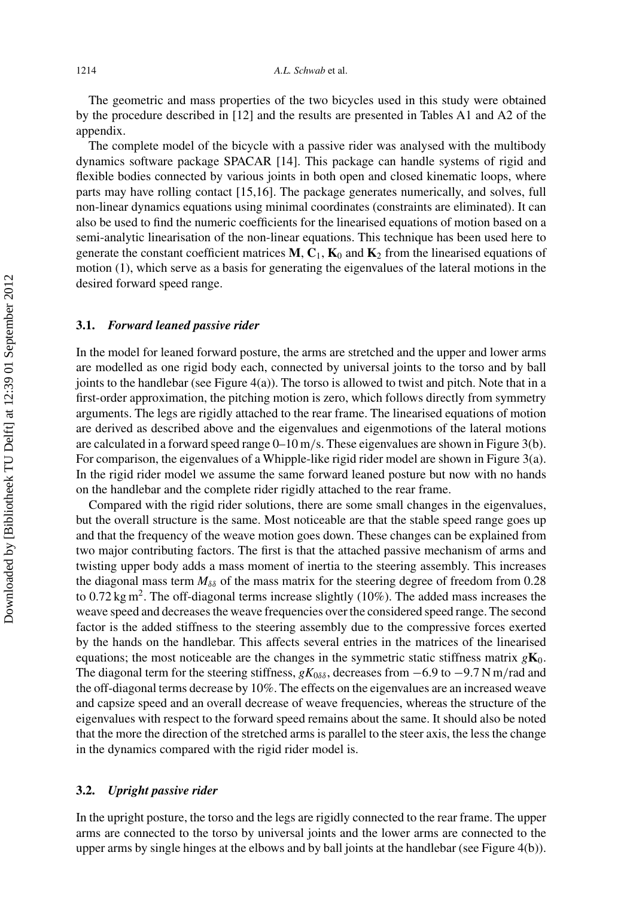The geometric and mass properties of the two bicycles used in this study were obtained by the procedure described in [12] and the results are presented in Tables A1 and A2 of the appendix.

The complete model of the bicycle with a passive rider was analysed with the multibody dynamics software package SPACAR [14]. This package can handle systems of rigid and flexible bodies connected by various joints in both open and closed kinematic loops, where parts may have rolling contact [15,16]. The package generates numerically, and solves, full non-linear dynamics equations using minimal coordinates (constraints are eliminated). It can also be used to find the numeric coefficients for the linearised equations of motion based on a semi-analytic linearisation of the non-linear equations. This technique has been used here to generate the constant coefficient matrices $\mathbf{M}$, $\mathbf{C}_1$, $\mathbf{K}_0$ and $\mathbf{K}_2$ from the linearised equations of motion (1), which serve as a basis for generating the eigenvalues of the lateral motions in the desired forward speed range.

### 3.1. *Forward leaned passive rider*

In the model for leaned forward posture, the arms are stretched and the upper and lower arms are modelled as one rigid body each, connected by universal joints to the torso and by ball joints to the handlebar (see Figure 4(a)). The torso is allowed to twist and pitch. Note that in a first-order approximation, the pitching motion is zero, which follows directly from symmetry arguments. The legs are rigidly attached to the rear frame. The linearised equations of motion are derived as described above and the eigenvalues and eigenmotions of the lateral motions are calculated in a forward speed range 0–10 m/s. These eigenvalues are shown in Figure 3(b). For comparison, the eigenvalues of a Whipple-like rigid rider model are shown in Figure 3(a). In the rigid rider model we assume the same forward leaned posture but now with no hands on the handlebar and the complete rider rigidly attached to the rear frame.

Compared with the rigid rider solutions, there are some small changes in the eigenvalues, but the overall structure is the same. Most noticeable are that the stable speed range goes up and that the frequency of the weave motion goes down. These changes can be explained from two major contributing factors. The first is that the attached passive mechanism of arms and twisting upper body adds a mass moment of inertia to the steering assembly. This increases the diagonal mass term $M_{\delta\delta}$ of the mass matrix for the steering degree of freedom from 0.28 to 0.72 kg m$^2$. The off-diagonal terms increase slightly (10%). The added mass increases the weave speed and decreases the weave frequencies over the considered speed range. The second factor is the added stiffness to the steering assembly due to the compressive forces exerted by the hands on the handlebar. This affects several entries in the matrices of the linearised equations; the most noticeable are the changes in the symmetric static stiffness matrix $g\mathbf{K}_0$. The diagonal term for the steering stiffness, $gK_{0\delta\delta}$, decreases from $-6.9$ to $-9.7$ N m/rad and the off-diagonal terms decrease by 10%. The effects on the eigenvalues are an increased weave and capsize speed and an overall decrease of weave frequencies, whereas the structure of the eigenvalues with respect to the forward speed remains about the same. It should also be noted that the more the direction of the stretched arms is parallel to the steer axis, the less the change in the dynamics compared with the rigid rider model is.

### 3.2. *Upright passive rider*

In the upright posture, the torso and the legs are rigidly connected to the rear frame. The upper arms are connected to the torso by universal joints and the lower arms are connected to the upper arms by single hinges at the elbows and by ball joints at the handlebar (see Figure 4(b)).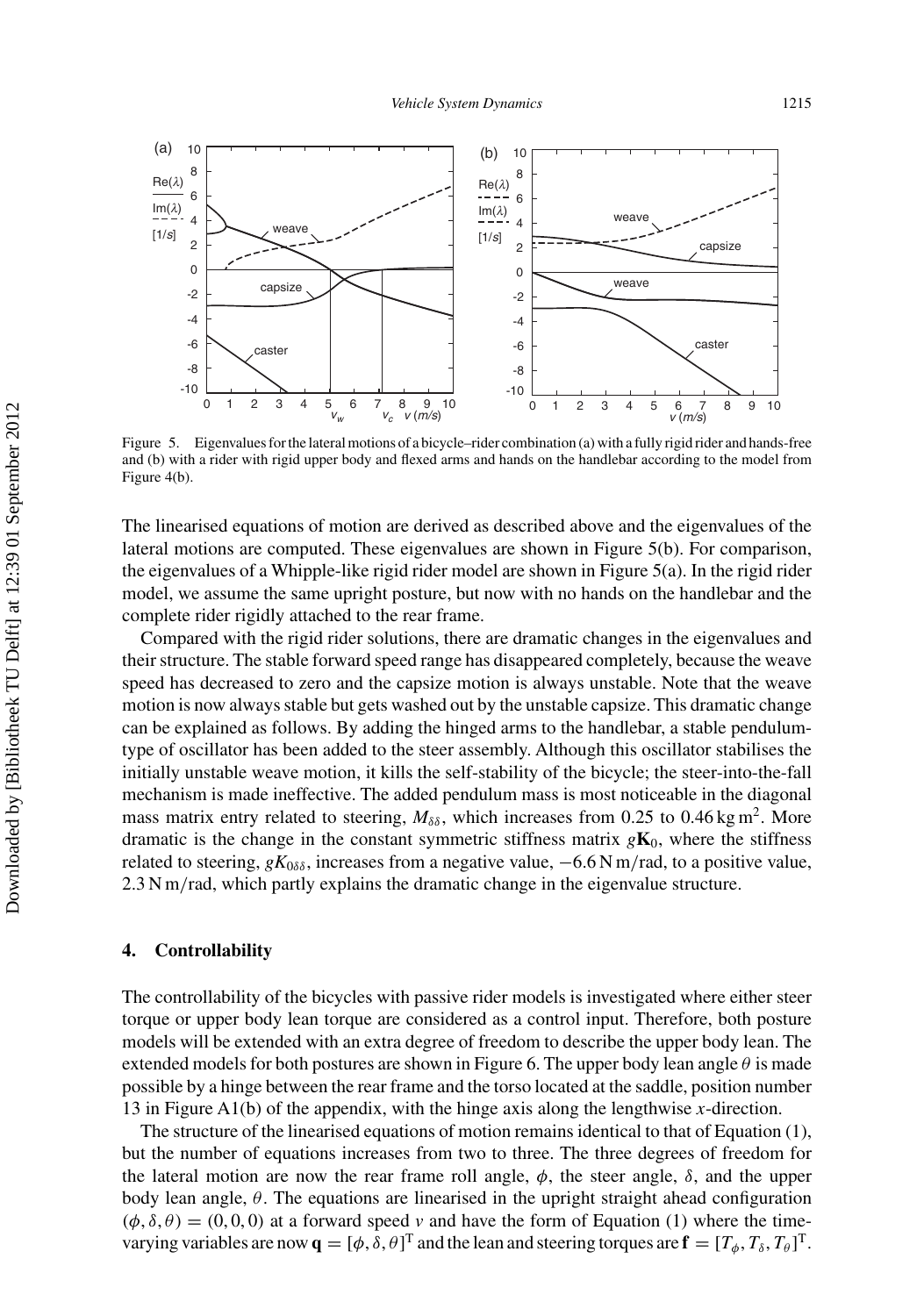Figure 5. Eigenvalues for the lateral motions of a bicycle–rider combination (a) with a fully rigid rider and hands-free and (b) with a rider with rigid upper body and flexed arms and hands on the handlebar according to the model from Figure 4(b).

The linearised equations of motion are derived as described above and the eigenvalues of the lateral motions are computed. These eigenvalues are shown in Figure 5(b). For comparison, the eigenvalues of a Whipple-like rigid rider model are shown in Figure 5(a). In the rigid rider model, we assume the same upright posture, but now with no hands on the handlebar and the complete rider rigidly attached to the rear frame.

Compared with the rigid rider solutions, there are dramatic changes in the eigenvalues and their structure. The stable forward speed range has disappeared completely, because the weave speed has decreased to zero and the capsize motion is always unstable. Note that the weave motion is now always stable but gets washed out by the unstable capsize. This dramatic change can be explained as follows. By adding the hinged arms to the handlebar, a stable pendulum-type of oscillator has been added to the steer assembly. Although this oscillator stabilises the initially unstable weave motion, it kills the self-stability of the bicycle; the steer-into-the-fall mechanism is made ineffective. The added pendulum mass is most noticeable in the diagonal mass matrix entry related to steering, $M_{\delta\delta}$, which increases from 0.25 to 0.46 kg m$^2$. More dramatic is the change in the constant symmetric stiffness matrix $g\mathbf{K}_0$, where the stiffness related to steering, $gK_{0\delta\delta}$, increases from a negative value, $-6.6$ N m/rad, to a positive value, 2.3 N m/rad, which partly explains the dramatic change in the eigenvalue structure.

## 4. Controllability

The controllability of the bicycles with passive rider models is investigated where either steer torque or upper body lean torque are considered as a control input. Therefore, both posture models will be extended with an extra degree of freedom to describe the upper body lean. The extended models for both postures are shown in Figure 6. The upper body lean angle $\theta$ is made possible by a hinge between the rear frame and the torso located at the saddle, position number 13 in Figure A1(b) of the appendix, with the hinge axis along the lengthwise $x$-direction.

The structure of the linearised equations of motion remains identical to that of Equation (1), but the number of equations increases from two to three. The three degrees of freedom for the lateral motion are now the rear frame roll angle, $\phi$, the steer angle, $\delta$, and the upper body lean angle, $\theta$. The equations are linearised in the upright straight ahead configuration $(\phi, \delta, \theta) = (0, 0, 0)$ at a forward speed $v$ and have the form of Equation (1) where the time-varying variables are now $\mathbf{q} = [\phi, \delta, \theta]^{\mathrm{T}}$ and the lean and steering torques are $\mathbf{f} = [T_\phi, T_\delta, T_\theta]^{\mathrm{T}}$.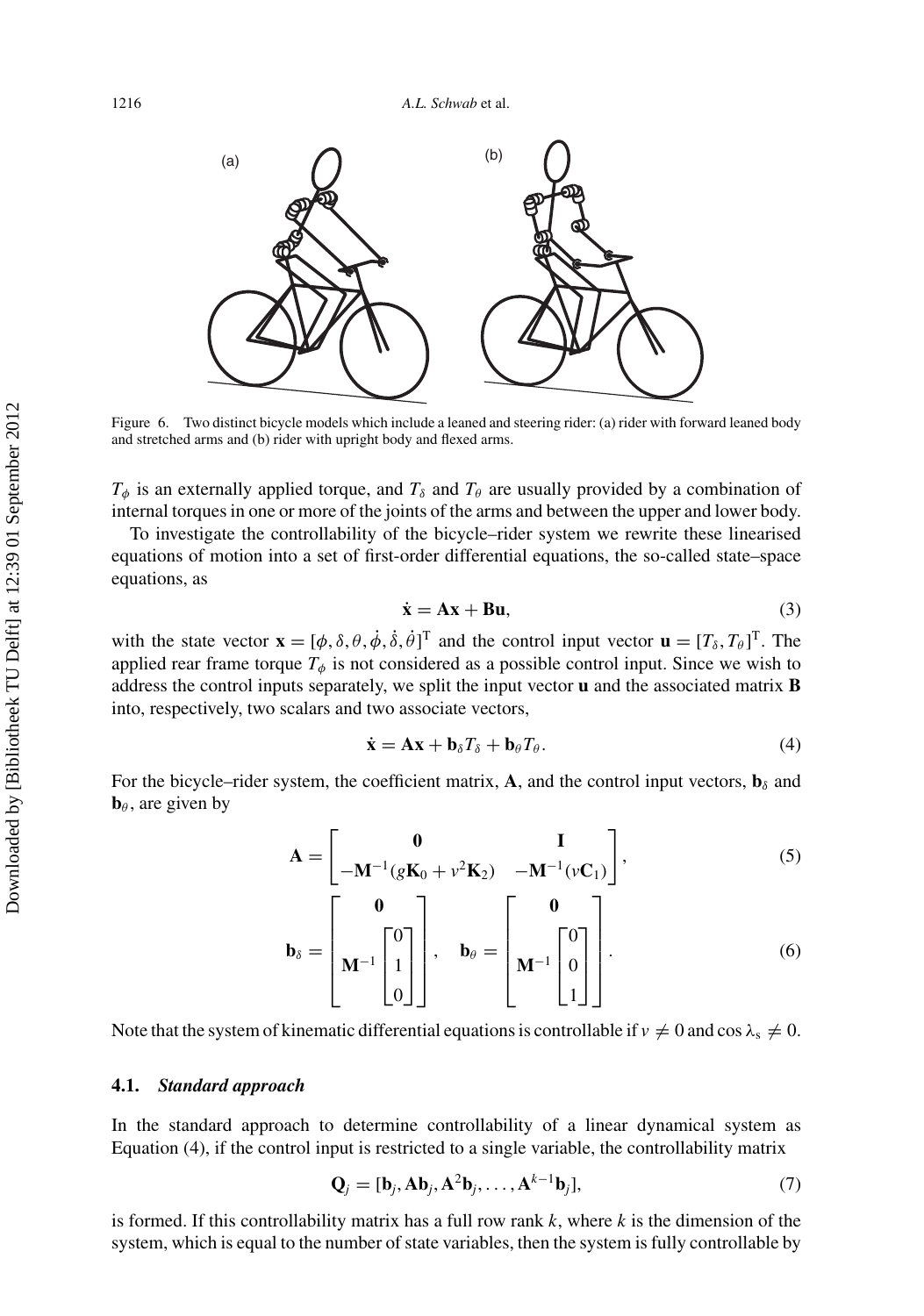Figure 6. Two distinct bicycle models which include a leaned and steering rider: (a) rider with forward leaned body and stretched arms and (b) rider with upright body and flexed arms.

$T_\phi$ is an externally applied torque, and $T_\delta$ and $T_\theta$ are usually provided by a combination of internal torques in one or more of the joints of the arms and between the upper and lower body.

To investigate the controllability of the bicycle–rider system we rewrite these linearised equations of motion into a set of first-order differential equations, the so-called state–space equations, as

$$\dot{\mathbf{x}} = \mathbf{A}\mathbf{x} + \mathbf{B}\mathbf{u}, \tag{3}$$

with the state vector $\mathbf{x} = [\phi, \delta, \theta, \dot{\phi}, \dot{\delta}, \dot{\theta}]^{\mathrm{T}}$ and the control input vector $\mathbf{u} = [T_\delta, T_\theta]^{\mathrm{T}}$. The applied rear frame torque $T_\phi$ is not considered as a possible control input. Since we wish to address the control inputs separately, we split the input vector $\mathbf{u}$ and the associated matrix $\mathbf{B}$ into, respectively, two scalars and two associate vectors,

$$\dot{\mathbf{x}} = \mathbf{A}\mathbf{x} + \mathbf{b}_\delta T_\delta + \mathbf{b}_\theta T_\theta. \tag{4}$$

For the bicycle–rider system, the coefficient matrix, $\mathbf{A}$, and the control input vectors, $\mathbf{b}_\delta$ and $\mathbf{b}_\theta$, are given by

$$\mathbf{A} = \begin{bmatrix} \mathbf{0} & \mathbf{I} \\ -\mathbf{M}^{-1}(g\mathbf{K}_0 + v^2\mathbf{K}_2) & -\mathbf{M}^{-1}(v\mathbf{C}_1) \end{bmatrix}, \tag{5}$$

$$\mathbf{b}_\delta = \begin{bmatrix} \mathbf{0} \\ \mathbf{M}^{-1}\begin{bmatrix} 0 \\ 1 \\ 0 \end{bmatrix} \end{bmatrix}, \quad \mathbf{b}_\theta = \begin{bmatrix} \mathbf{0} \\ \mathbf{M}^{-1}\begin{bmatrix} 0 \\ 0 \\ 1 \end{bmatrix} \end{bmatrix}. \tag{6}$$

Note that the system of kinematic differential equations is controllable if $v \neq 0$ and $\cos\lambda_{\mathrm{s}} \neq 0$.

### 4.1. *Standard approach*

In the standard approach to determine controllability of a linear dynamical system as Equation (4), if the control input is restricted to a single variable, the controllability matrix

$$\mathbf{Q}_j = [\mathbf{b}_j, \mathbf{A}\mathbf{b}_j, \mathbf{A}^2\mathbf{b}_j, \ldots, \mathbf{A}^{k-1}\mathbf{b}_j], \tag{7}$$

is formed. If this controllability matrix has a full row rank $k$, where $k$ is the dimension of the system, which is equal to the number of state variables, then the system is fully controllable by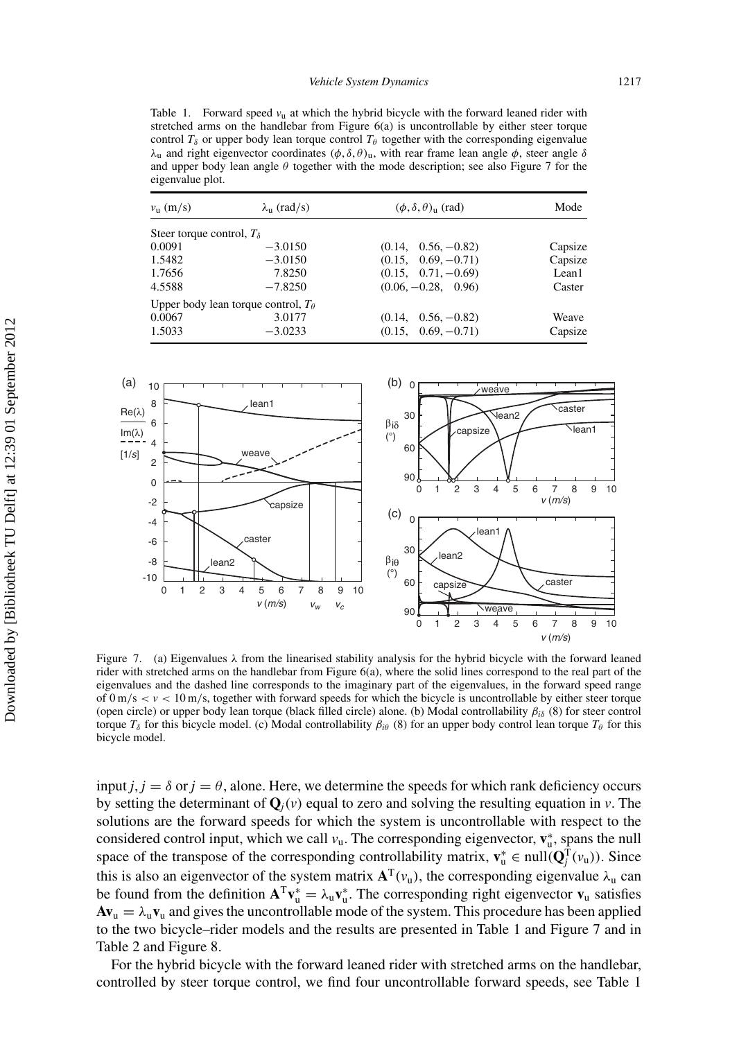Table 1. Forward speed $v_u$ at which the hybrid bicycle with the forward leaned rider with stretched arms on the handlebar from Figure 6(a) is uncontrollable by either steer torque control $T_\delta$ or upper body lean torque control $T_\theta$ together with the corresponding eigenvalue $\lambda_u$ and right eigenvector coordinates $(\phi, \delta, \theta)_u$, with rear frame lean angle $\phi$, steer angle $\delta$ and upper body lean angle $\theta$ together with the mode description; see also Figure 7 for the eigenvalue plot.

| $v_u$ (m/s) | $\lambda_u$ (rad/s) | $(\phi, \delta, \theta)_u$ (rad) | Mode |
|---|---|---|---|
| Steer torque control, $T_\delta$ | | | |
| 0.0091 | −3.0150 | (0.14, 0.56, −0.82) | Capsize |
| 1.5482 | −3.0150 | (0.15, 0.69, −0.71) | Capsize |
| 1.7656 | 7.8250 | (0.15, 0.71, −0.69) | Lean1 |
| 4.5588 | −7.8250 | (0.06, −0.28, 0.96) | Caster |
| Upper body lean torque control, $T_\theta$ | | | |
| 0.0067 | 3.0177 | (0.14, 0.56, −0.82) | Weave |
| 1.5033 | −3.0233 | (0.15, 0.69, −0.71) | Capsize |

Figure 7. (a) Eigenvalues $\lambda$ from the linearised stability analysis for the hybrid bicycle with the forward leaned rider with stretched arms on the handlebar from Figure 6(a), where the solid lines correspond to the real part of the eigenvalues and the dashed line corresponds to the imaginary part of the eigenvalues, in the forward speed range of $0\,\text{m/s} < v < 10\,\text{m/s}$, together with forward speeds for which the bicycle is uncontrollable by either steer torque (open circle) or upper body lean torque (black filled circle) alone. (b) Modal controllability $\beta_{i\delta}$ (8) for steer control torque $T_\delta$ for this bicycle model. (c) Modal controllability $\beta_{i\theta}$ (8) for an upper body control lean torque $T_\theta$ for this bicycle model.

input $j$, $j = \delta$ or $j = \theta$, alone. Here, we determine the speeds for which rank deficiency occurs by setting the determinant of $\mathbf{Q}_j(v)$ equal to zero and solving the resulting equation in $v$. The solutions are the forward speeds for which the system is uncontrollable with respect to the considered control input, which we call $v_u$. The corresponding eigenvector, $\mathbf{v}_u^*$, spans the null space of the transpose of the corresponding controllability matrix, $\mathbf{v}_u^* \in \text{null}(\mathbf{Q}_j^T(v_u))$. Since this is also an eigenvector of the system matrix $\mathbf{A}^T(v_u)$, the corresponding eigenvalue $\lambda_u$ can be found from the definition $\mathbf{A}^T\mathbf{v}_u^* = \lambda_u\mathbf{v}_u^*$. The corresponding right eigenvector $\mathbf{v}_u$ satisfies $\mathbf{A}\mathbf{v}_u = \lambda_u\mathbf{v}_u$ and gives the uncontrollable mode of the system. This procedure has been applied to the two bicycle–rider models and the results are presented in Table 1 and Figure 7 and in Table 2 and Figure 8.

For the hybrid bicycle with the forward leaned rider with stretched arms on the handlebar, controlled by steer torque control, we find four uncontrollable forward speeds, see Table 1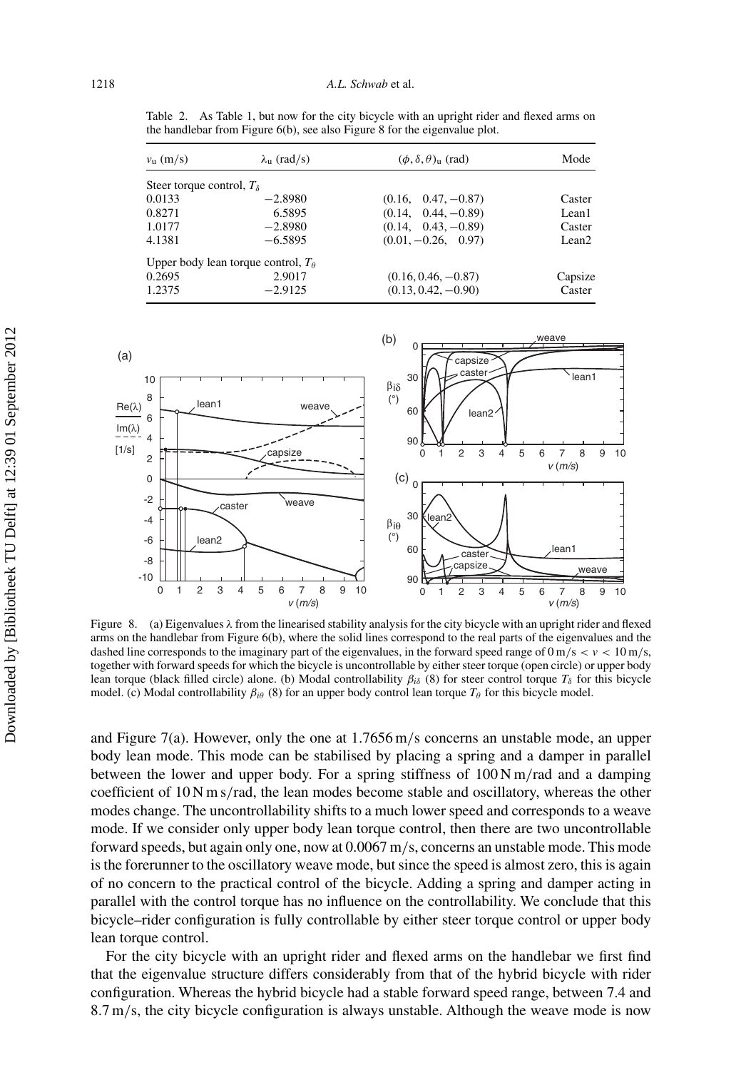Table 2. As Table 1, but now for the city bicycle with an upright rider and flexed arms on the handlebar from Figure 6(b), see also Figure 8 for the eigenvalue plot.

| $v_u$ (m/s) | $\lambda_u$ (rad/s) | $(\phi, \delta, \theta)_u$ (rad) | Mode |
|---|---|---|---|
| Steer torque control, $T_\delta$ | | | |
| 0.0133 | −2.8980 | (0.16, 0.47, −0.87) | Caster |
| 0.8271 | 6.5895 | (0.14, 0.44, −0.89) | Lean1 |
| 1.0177 | −2.8980 | (0.14, 0.43, −0.89) | Caster |
| 4.1381 | −6.5895 | (0.01, −0.26, 0.97) | Lean2 |
| Upper body lean torque control, $T_\theta$ | | | |
| 0.2695 | 2.9017 | (0.16, 0.46, −0.87) | Capsize |
| 1.2375 | −2.9125 | (0.13, 0.42, −0.90) | Caster |

Figure 8. (a) Eigenvalues λ from the linearised stability analysis for the city bicycle with an upright rider and flexed arms on the handlebar from Figure 6(b), where the solid lines correspond to the real parts of the eigenvalues and the dashed line corresponds to the imaginary part of the eigenvalues, in the forward speed range of $0\,\text{m/s} < v < 10\,\text{m/s}$, together with forward speeds for which the bicycle is uncontrollable by either steer torque (open circle) or upper body lean torque (black filled circle) alone. (b) Modal controllability $\beta_{i\delta}$ (8) for steer control torque $T_\delta$ for this bicycle model. (c) Modal controllability $\beta_{i\theta}$ (8) for an upper body control lean torque $T_\theta$ for this bicycle model.

and Figure 7(a). However, only the one at 1.7656 m/s concerns an unstable mode, an upper body lean mode. This mode can be stabilised by placing a spring and a damper in parallel between the lower and upper body. For a spring stiffness of 100 N m/rad and a damping coefficient of 10 N m s/rad, the lean modes become stable and oscillatory, whereas the other modes change. The uncontrollability shifts to a much lower speed and corresponds to a weave mode. If we consider only upper body lean torque control, then there are two uncontrollable forward speeds, but again only one, now at 0.0067 m/s, concerns an unstable mode. This mode is the forerunner to the oscillatory weave mode, but since the speed is almost zero, this is again of no concern to the practical control of the bicycle. Adding a spring and damper acting in parallel with the control torque has no influence on the controllability. We conclude that this bicycle–rider configuration is fully controllable by either steer torque control or upper body lean torque control.

For the city bicycle with an upright rider and flexed arms on the handlebar we first find that the eigenvalue structure differs considerably from that of the hybrid bicycle with rider configuration. Whereas the hybrid bicycle had a stable forward speed range, between 7.4 and 8.7 m/s, the city bicycle configuration is always unstable. Although the weave mode is now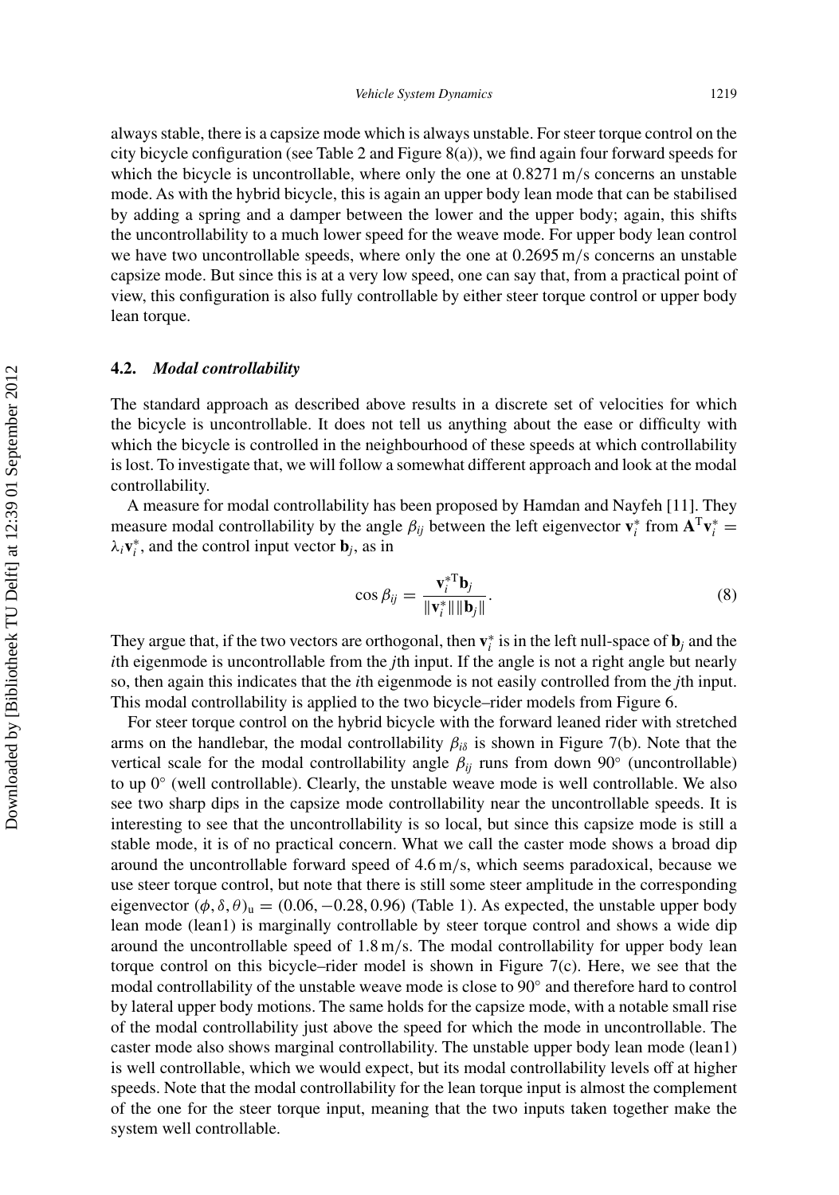always stable, there is a capsize mode which is always unstable. For steer torque control on the city bicycle configuration (see Table 2 and Figure 8(a)), we find again four forward speeds for which the bicycle is uncontrollable, where only the one at 0.8271 m/s concerns an unstable mode. As with the hybrid bicycle, this is again an upper body lean mode that can be stabilised by adding a spring and a damper between the lower and the upper body; again, this shifts the uncontrollability to a much lower speed for the weave mode. For upper body lean control we have two uncontrollable speeds, where only the one at 0.2695 m/s concerns an unstable capsize mode. But since this is at a very low speed, one can say that, from a practical point of view, this configuration is also fully controllable by either steer torque control or upper body lean torque.

### 4.2. *Modal controllability*

The standard approach as described above results in a discrete set of velocities for which the bicycle is uncontrollable. It does not tell us anything about the ease or difficulty with which the bicycle is controlled in the neighbourhood of these speeds at which controllability is lost. To investigate that, we will follow a somewhat different approach and look at the modal controllability.

A measure for modal controllability has been proposed by Hamdan and Nayfeh [11]. They measure modal controllability by the angle $\beta_{ij}$ between the left eigenvector $\mathbf{v}_i^*$ from $\mathbf{A}^{\mathrm{T}}\mathbf{v}_i^* = \lambda_i \mathbf{v}_i^*$, and the control input vector $\mathbf{b}_j$, as in

$$\cos \beta_{ij} = \frac{\mathbf{v}_i^{*\mathrm{T}} \mathbf{b}_j}{\|\mathbf{v}_i^*\| \|\mathbf{b}_j\|}. \tag{8}$$

They argue that, if the two vectors are orthogonal, then $\mathbf{v}_i^*$ is in the left null-space of $\mathbf{b}_j$ and the $i$th eigenmode is uncontrollable from the $j$th input. If the angle is not a right angle but nearly so, then again this indicates that the $i$th eigenmode is not easily controlled from the $j$th input. This modal controllability is applied to the two bicycle–rider models from Figure 6.

For steer torque control on the hybrid bicycle with the forward leaned rider with stretched arms on the handlebar, the modal controllability $\beta_{i\delta}$ is shown in Figure 7(b). Note that the vertical scale for the modal controllability angle $\beta_{ij}$ runs from down 90° (uncontrollable) to up 0° (well controllable). Clearly, the unstable weave mode is well controllable. We also see two sharp dips in the capsize mode controllability near the uncontrollable speeds. It is interesting to see that the uncontrollability is so local, but since this capsize mode is still a stable mode, it is of no practical concern. What we call the caster mode shows a broad dip around the uncontrollable forward speed of 4.6 m/s, which seems paradoxical, because we use steer torque control, but note that there is still some steer amplitude in the corresponding eigenvector $(\phi, \delta, \theta)_{\mathrm{u}} = (0.06, -0.28, 0.96)$ (Table 1). As expected, the unstable upper body lean mode (lean1) is marginally controllable by steer torque control and shows a wide dip around the uncontrollable speed of 1.8 m/s. The modal controllability for upper body lean torque control on this bicycle–rider model is shown in Figure 7(c). Here, we see that the modal controllability of the unstable weave mode is close to 90° and therefore hard to control by lateral upper body motions. The same holds for the capsize mode, with a notable small rise of the modal controllability just above the speed for which the mode in uncontrollable. The caster mode also shows marginal controllability. The unstable upper body lean mode (lean1) is well controllable, which we would expect, but its modal controllability levels off at higher speeds. Note that the modal controllability for the lean torque input is almost the complement of the one for the steer torque input, meaning that the two inputs taken together make the system well controllable.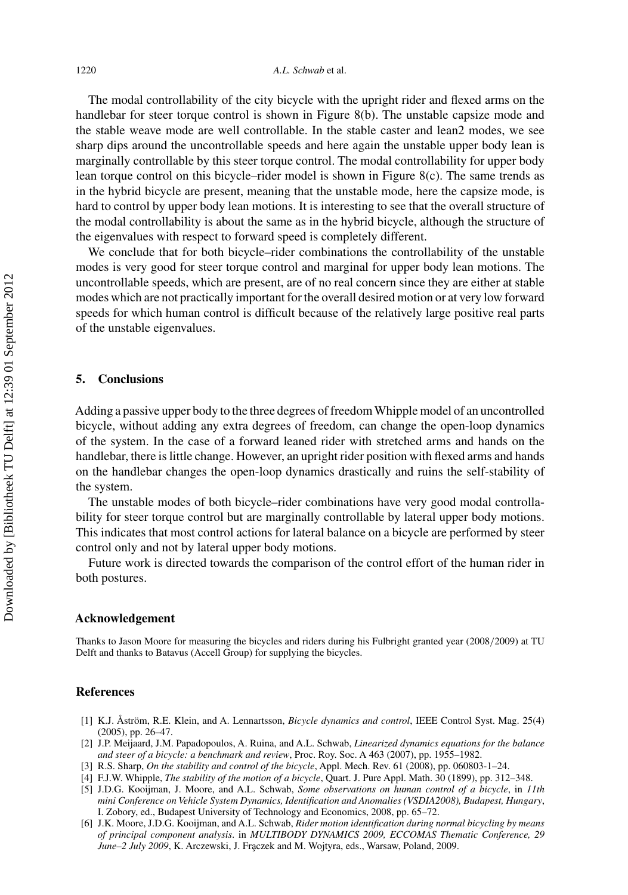The modal controllability of the city bicycle with the upright rider and flexed arms on the handlebar for steer torque control is shown in Figure 8(b). The unstable capsize mode and the stable weave mode are well controllable. In the stable caster and lean2 modes, we see sharp dips around the uncontrollable speeds and here again the unstable upper body lean is marginally controllable by this steer torque control. The modal controllability for upper body lean torque control on this bicycle–rider model is shown in Figure 8(c). The same trends as in the hybrid bicycle are present, meaning that the unstable mode, here the capsize mode, is hard to control by upper body lean motions. It is interesting to see that the overall structure of the modal controllability is about the same as in the hybrid bicycle, although the structure of the eigenvalues with respect to forward speed is completely different.

We conclude that for both bicycle–rider combinations the controllability of the unstable modes is very good for steer torque control and marginal for upper body lean motions. The uncontrollable speeds, which are present, are of no real concern since they are either at stable modes which are not practically important for the overall desired motion or at very low forward speeds for which human control is difficult because of the relatively large positive real parts of the unstable eigenvalues.

## 5. Conclusions

Adding a passive upper body to the three degrees of freedom Whipple model of an uncontrolled bicycle, without adding any extra degrees of freedom, can change the open-loop dynamics of the system. In the case of a forward leaned rider with stretched arms and hands on the handlebar, there is little change. However, an upright rider position with flexed arms and hands on the handlebar changes the open-loop dynamics drastically and ruins the self-stability of the system.

The unstable modes of both bicycle–rider combinations have very good modal controllability for steer torque control but are marginally controllable by lateral upper body motions. This indicates that most control actions for lateral balance on a bicycle are performed by steer control only and not by lateral upper body motions.

Future work is directed towards the comparison of the control effort of the human rider in both postures.

## Acknowledgement

Thanks to Jason Moore for measuring the bicycles and riders during his Fulbright granted year (2008/2009) at TU Delft and thanks to Batavus (Accell Group) for supplying the bicycles.

## References

[1] K.J. Åström, R.E. Klein, and A. Lennartsson, *Bicycle dynamics and control*, IEEE Control Syst. Mag. 25(4) (2005), pp. 26–47.

[2] J.P. Meijaard, J.M. Papadopoulos, A. Ruina, and A.L. Schwab, *Linearized dynamics equations for the balance and steer of a bicycle: a benchmark and review*, Proc. Roy. Soc. A 463 (2007), pp. 1955–1982.

[3] R.S. Sharp, *On the stability and control of the bicycle*, Appl. Mech. Rev. 61 (2008), pp. 060803-1–24.

[4] F.J.W. Whipple, *The stability of the motion of a bicycle*, Quart. J. Pure Appl. Math. 30 (1899), pp. 312–348.

[5] J.D.G. Kooijman, J. Moore, and A.L. Schwab, *Some observations on human control of a bicycle*, in *11th mini Conference on Vehicle System Dynamics, Identification and Anomalies (VSDIA2008), Budapest, Hungary*, I. Zobory, ed., Budapest University of Technology and Economics, 2008, pp. 65–72.

[6] J.K. Moore, J.D.G. Kooijman, and A.L. Schwab, *Rider motion identification during normal bicycling by means of principal component analysis*. in *MULTIBODY DYNAMICS 2009, ECCOMAS Thematic Conference, 29 June–2 July 2009*, K. Arczewski, J. Frączek and M. Wojtyra, eds., Warsaw, Poland, 2009.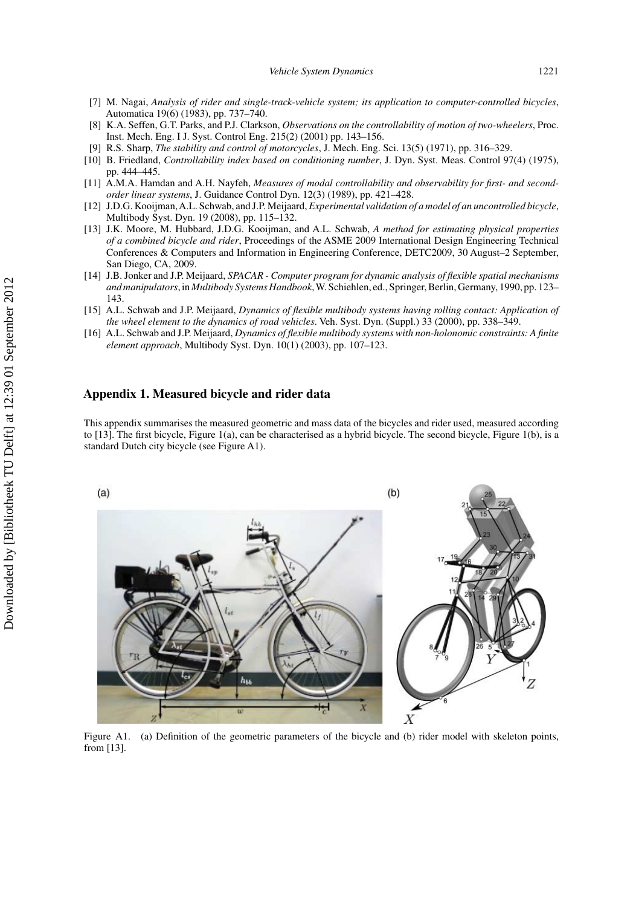[7] M. Nagai, *Analysis of rider and single-track-vehicle system; its application to computer-controlled bicycles*, Automatica 19(6) (1983), pp. 737–740.

[8] K.A. Seffen, G.T. Parks, and P.J. Clarkson, *Observations on the controllability of motion of two-wheelers*, Proc. Inst. Mech. Eng. I J. Syst. Control Eng. 215(2) (2001) pp. 143–156.

[9] R.S. Sharp, *The stability and control of motorcycles*, J. Mech. Eng. Sci. 13(5) (1971), pp. 316–329.

[10] B. Friedland, *Controllability index based on conditioning number*, J. Dyn. Syst. Meas. Control 97(4) (1975), pp. 444–445.

[11] A.M.A. Hamdan and A.H. Nayfeh, *Measures of modal controllability and observability for first- and second-order linear systems*, J. Guidance Control Dyn. 12(3) (1989), pp. 421–428.

[12] J.D.G. Kooijman, A.L. Schwab, and J.P. Meijaard, *Experimental validation of a model of an uncontrolled bicycle*, Multibody Syst. Dyn. 19 (2008), pp. 115–132.

[13] J.K. Moore, M. Hubbard, J.D.G. Kooijman, and A.L. Schwab, *A method for estimating physical properties of a combined bicycle and rider*, Proceedings of the ASME 2009 International Design Engineering Technical Conferences & Computers and Information in Engineering Conference, DETC2009, 30 August–2 September, San Diego, CA, 2009.

[14] J.B. Jonker and J.P. Meijaard, *SPACAR - Computer program for dynamic analysis of flexible spatial mechanisms and manipulators*, in *Multibody Systems Handbook*, W. Schiehlen, ed., Springer, Berlin, Germany, 1990, pp. 123–143.

[15] A.L. Schwab and J.P. Meijaard, *Dynamics of flexible multibody systems having rolling contact: Application of the wheel element to the dynamics of road vehicles*. Veh. Syst. Dyn. (Suppl.) 33 (2000), pp. 338–349.

[16] A.L. Schwab and J.P. Meijaard, *Dynamics of flexible multibody systems with non-holonomic constraints: A finite element approach*, Multibody Syst. Dyn. 10(1) (2003), pp. 107–123.

## Appendix 1. Measured bicycle and rider data

This appendix summarises the measured geometric and mass data of the bicycles and rider used, measured according to [13]. The first bicycle, Figure 1(a), can be characterised as a hybrid bicycle. The second bicycle, Figure 1(b), is a standard Dutch city bicycle (see Figure A1).

Figure A1. (a) Definition of the geometric parameters of the bicycle and (b) rider model with skeleton points, from [13].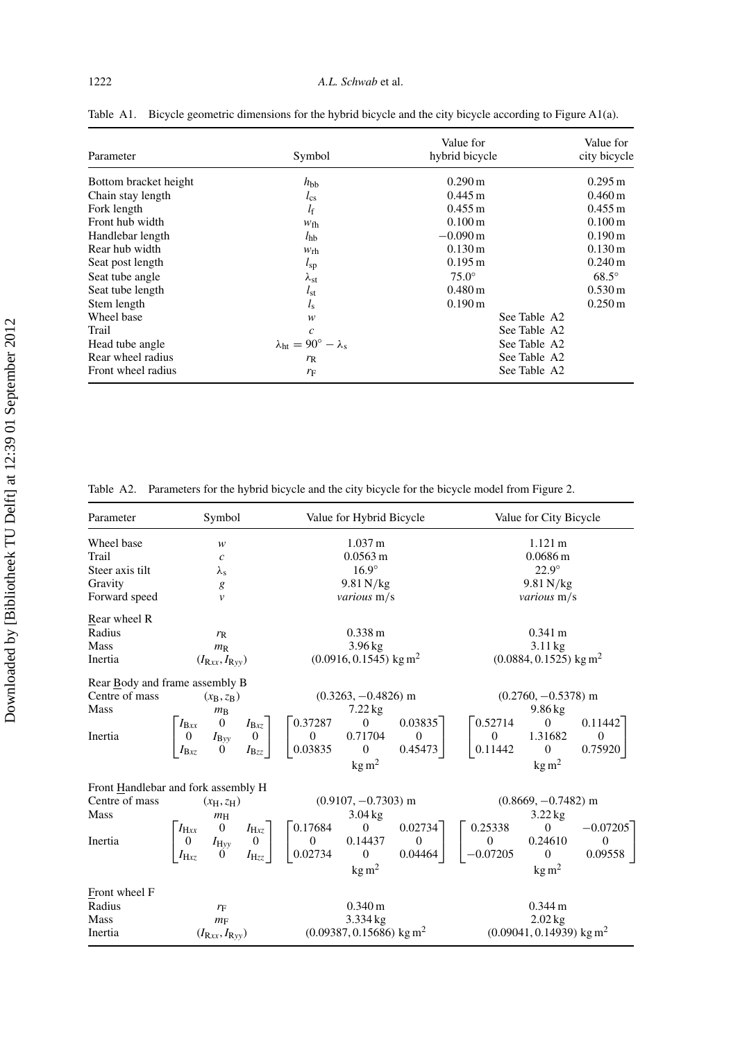Table A1. Bicycle geometric dimensions for the hybrid bicycle and the city bicycle according to Figure A1(a).

| Parameter | Symbol | Value for hybrid bicycle | Value for city bicycle |
|---|---|---|---|
| Bottom bracket height | $h_{bb}$ | 0.290 m | 0.295 m |
| Chain stay length | $l_{cs}$ | 0.445 m | 0.460 m |
| Fork length | $l_f$ | 0.455 m | 0.455 m |
| Front hub width | $w_{fh}$ | 0.100 m | 0.100 m |
| Handlebar length | $l_{hb}$ | −0.090 m | 0.190 m |
| Rear hub width | $w_{rh}$ | 0.130 m | 0.130 m |
| Seat post length | $l_{sp}$ | 0.195 m | 0.240 m |
| Seat tube angle | $\lambda_{st}$ | 75.0° | 68.5° |
| Seat tube length | $l_{st}$ | 0.480 m | 0.530 m |
| Stem length | $l_s$ | 0.190 m | 0.250 m |
| Wheel base | $w$ | See Table A2 | |
| Trail | $c$ | See Table A2 | |
| Head tube angle | $\lambda_{ht} = 90° - \lambda_s$ | See Table A2 | |
| Rear wheel radius | $r_R$ | See Table A2 | |
| Front wheel radius | $r_F$ | See Table A2 | |

Table A2. Parameters for the hybrid bicycle and the city bicycle for the bicycle model from Figure 2.

| Parameter | Symbol | Value for Hybrid Bicycle | Value for City Bicycle |
|---|---|---|---|
| Wheel base | $w$ | 1.037 m | 1.121 m |
| Trail | $c$ | 0.0563 m | 0.0686 m |
| Steer axis tilt | $\lambda_s$ | 16.9° | 22.9° |
| Gravity | $g$ | 9.81 N/kg | 9.81 N/kg |
| Forward speed | $v$ | *various* m/s | *various* m/s |
| Rear wheel R | | | |
| Radius | $r_R$ | 0.338 m | 0.341 m |
| Mass | $m_R$ | 3.96 kg | 3.11 kg |
| Inertia | $(I_{Rxx}, I_{Ryy})$ | (0.0916, 0.1545) kg m$^2$ | (0.0884, 0.1525) kg m$^2$ |
| Rear Body and frame assembly B | | | |
| Centre of mass | $(x_B, z_B)$ | (0.3263, −0.4826) m | (0.2760, −0.5378) m |
| Mass | $m_B$ | 7.22 kg | 9.86 kg |
| Inertia | $\begin{bmatrix} I_{Bxx} & 0 & I_{Bxz} \\ 0 & I_{Byy} & 0 \\ I_{Bxz} & 0 & I_{Bzz} \end{bmatrix}$ | $\begin{bmatrix} 0.37287 & 0 & 0.03835 \\ 0 & 0.71704 & 0 \\ 0.03835 & 0 & 0.45473 \end{bmatrix}$ kg m$^2$ | $\begin{bmatrix} 0.52714 & 0 & 0.11442 \\ 0 & 1.31682 & 0 \\ 0.11442 & 0 & 0.75920 \end{bmatrix}$ kg m$^2$ |
| Front Handlebar and fork assembly H | | | |
| Centre of mass | $(x_H, z_H)$ | (0.9107, −0.7303) m | (0.8669, −0.7482) m |
| Mass | $m_H$ | 3.04 kg | 3.22 kg |
| Inertia | $\begin{bmatrix} I_{Hxx} & 0 & I_{Hxz} \\ 0 & I_{Hyy} & 0 \\ I_{Hxz} & 0 & I_{Hzz} \end{bmatrix}$ | $\begin{bmatrix} 0.17684 & 0 & 0.02734 \\ 0 & 0.14437 & 0 \\ 0.02734 & 0 & 0.04464 \end{bmatrix}$ kg m$^2$ | $\begin{bmatrix} 0.25338 & 0 & -0.07205 \\ 0 & 0.24610 & 0 \\ -0.07205 & 0 & 0.09558 \end{bmatrix}$ kg m$^2$ |
| Front wheel F | | | |
| Radius | $r_F$ | 0.340 m | 0.344 m |
| Mass | $m_F$ | 3.334 kg | 2.02 kg |
| Inertia | $(I_{Rxx}, I_{Ryy})$ | (0.09387, 0.15686) kg m$^2$ | (0.09041, 0.14939) kg m$^2$ |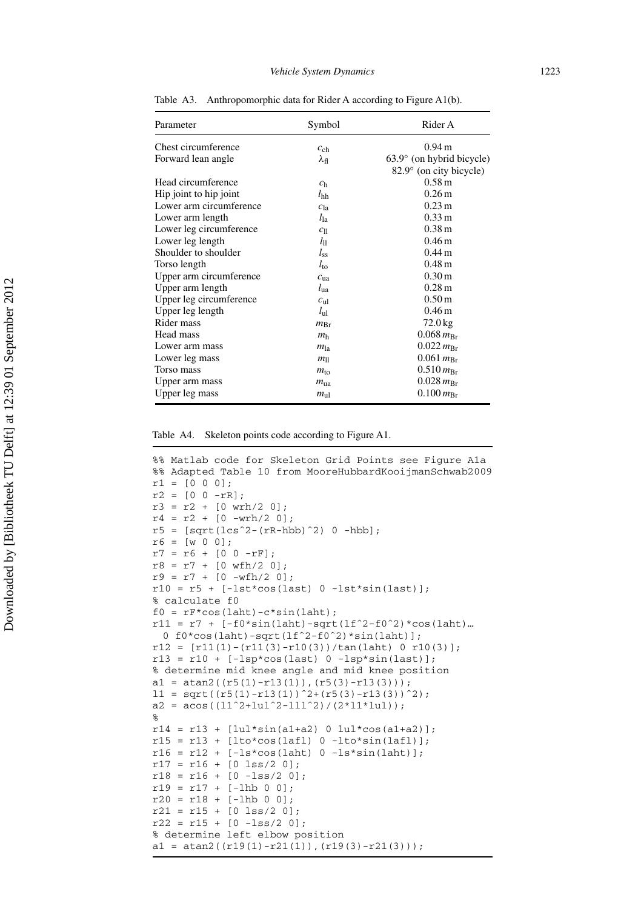Table A3. Anthropomorphic data for Rider A according to Figure A1(b).

| Parameter | Symbol | Rider A |
|---|---|---|
| Chest circumference | $c_{\mathrm{ch}}$ | 0.94 m |
| Forward lean angle | $\lambda_{\mathrm{fl}}$ | 63.9° (on hybrid bicycle) 82.9° (on city bicycle) |
| Head circumference | $c_{\mathrm{h}}$ | 0.58 m |
| Hip joint to hip joint | $l_{\mathrm{hh}}$ | 0.26 m |
| Lower arm circumference | $c_{\mathrm{la}}$ | 0.23 m |
| Lower arm length | $l_{\mathrm{la}}$ | 0.33 m |
| Lower leg circumference | $c_{\mathrm{ll}}$ | 0.38 m |
| Lower leg length | $l_{\mathrm{ll}}$ | 0.46 m |
| Shoulder to shoulder | $l_{\mathrm{ss}}$ | 0.44 m |
| Torso length | $l_{\mathrm{to}}$ | 0.48 m |
| Upper arm circumference | $c_{\mathrm{ua}}$ | 0.30 m |
| Upper arm length | $l_{\mathrm{ua}}$ | 0.28 m |
| Upper leg circumference | $c_{\mathrm{ul}}$ | 0.50 m |
| Upper leg length | $l_{\mathrm{ul}}$ | 0.46 m |
| Rider mass | $m_{\mathrm{Br}}$ | 72.0 kg |
| Head mass | $m_{\mathrm{h}}$ | $0.068\,m_{\mathrm{Br}}$ |
| Lower arm mass | $m_{\mathrm{la}}$ | $0.022\,m_{\mathrm{Br}}$ |
| Lower leg mass | $m_{\mathrm{ll}}$ | $0.061\,m_{\mathrm{Br}}$ |
| Torso mass | $m_{\mathrm{to}}$ | $0.510\,m_{\mathrm{Br}}$ |
| Upper arm mass | $m_{\mathrm{ua}}$ | $0.028\,m_{\mathrm{Br}}$ |
| Upper leg mass | $m_{\mathrm{ul}}$ | $0.100\,m_{\mathrm{Br}}$ |

Table A4. Skeleton points code according to Figure A1.

```
%% Matlab code for Skeleton Grid Points see Figure A1a
%% Adapted Table 10 from MooreHubbardKooijmanSchwab2009
r1 = [0 0 0];
r2 = [0 0 -rR];
r3 = r2 + [0 wrh/2 0];
r4 = r2 + [0 -wrh/2 0];
r5 = [sqrt(lcs^2-(rR-hbb)^2) 0 -hbb];
r6 = [w 0 0];
r7 = r6 + [0 0 -rF];
r8 = r7 + [0 wfh/2 0];
r9 = r7 + [0 -wfh/2 0];
r10 = r5 + [-lst*cos(last) 0 -lst*sin(last)];
% calculate f0
f0 = rF*cos(laht)-c*sin(laht);
r11 = r7 + [-f0*sin(laht)-sqrt(lf^2-f0^2)*cos(laht)…
  0 f0*cos(laht)-sqrt(lf^2-f0^2)*sin(laht)];
r12 = [r11(1)-(r11(3)-r10(3))/tan(laht) 0 r10(3)];
r13 = r10 + [-lsp*cos(last) 0 -lsp*sin(last)];
% determine mid knee angle and mid knee position
a1 = atan2((r5(1)-r13(1)),(r5(3)-r13(3)));
l1 = sqrt((r5(1)-r13(1))^2+(r5(3)-r13(3))^2);
a2 = acos((l1^2+lul^2-lll^2)/(2*l1*lul));
%
r14 = r13 + [lul*sin(a1+a2) 0 lul*cos(a1+a2)];
r15 = r13 + [lto*cos(lafl) 0 -lto*sin(lafl)];
r16 = r12 + [-ls*cos(laht) 0 -ls*sin(laht)];
r17 = r16 + [0 lss/2 0];
r18 = r16 + [0 -lss/2 0];
r19 = r17 + [-lhb 0 0];
r20 = r18 + [-lhb 0 0];
r21 = r15 + [0 lss/2 0];
r22 = r15 + [0 -lss/2 0];
% determine left elbow position
a1 = atan2((r19(1)-r21(1)),(r19(3)-r21(3)));
```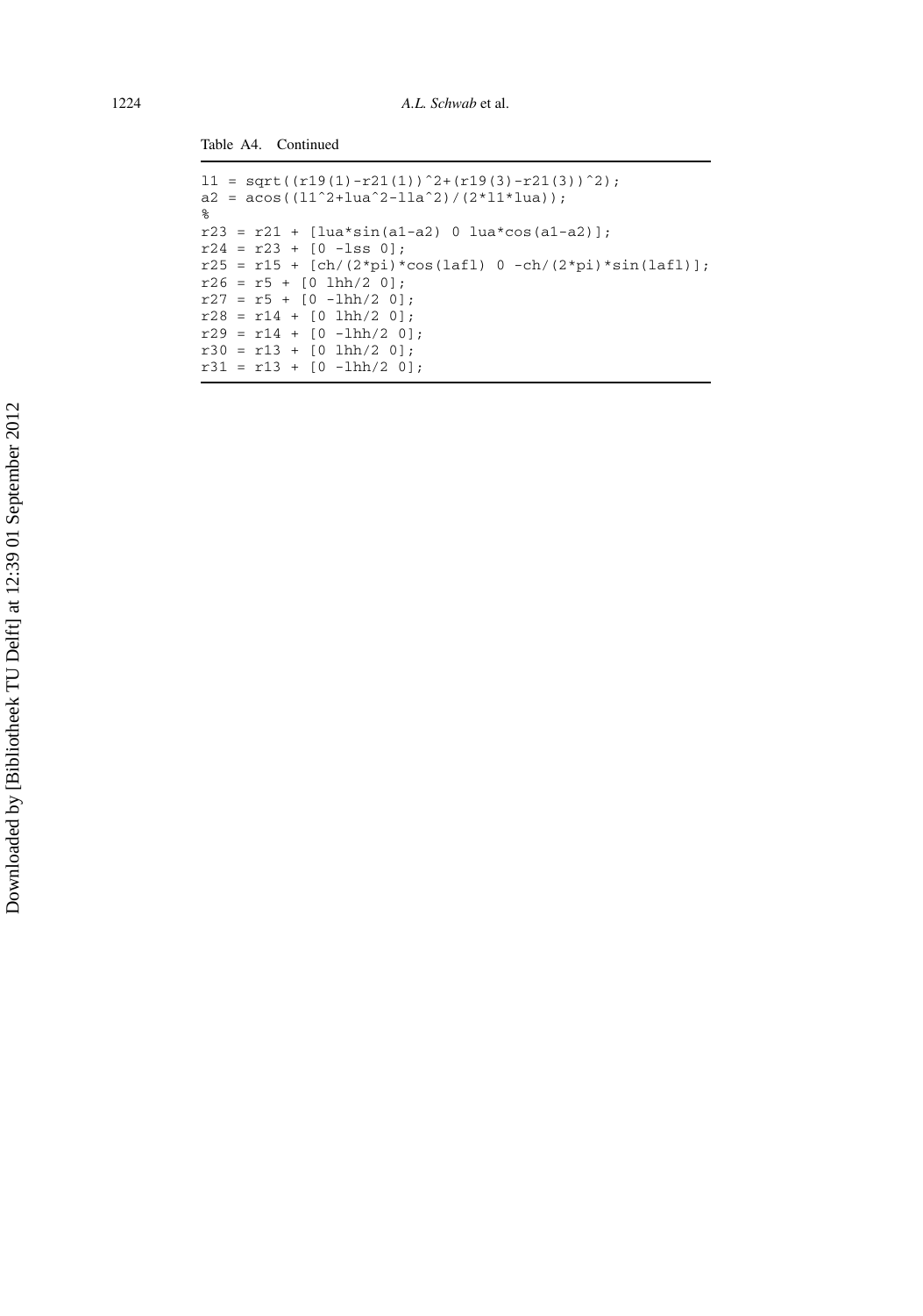Table A4. Continued

```
l1 = sqrt((r19(1)-r21(1))^2+(r19(3)-r21(3))^2);
a2 = acos((l1^2+lua^2-lla^2)/(2*l1*lua));
%
r23 = r21 + [lua*sin(a1-a2) 0 lua*cos(a1-a2)];
r24 = r23 + [0 -lss 0];
r25 = r15 + [ch/(2*pi)*cos(lafl) 0 -ch/(2*pi)*sin(lafl)];
r26 = r5 + [0 lhh/2 0];
r27 = r5 + [0 -lhh/2 0];
r28 = r14 + [0 lhh/2 0];
r29 = r14 + [0 -lhh/2 0];
r30 = r13 + [0 lhh/2 0];
r31 = r13 + [0 -lhh/2 0];
```